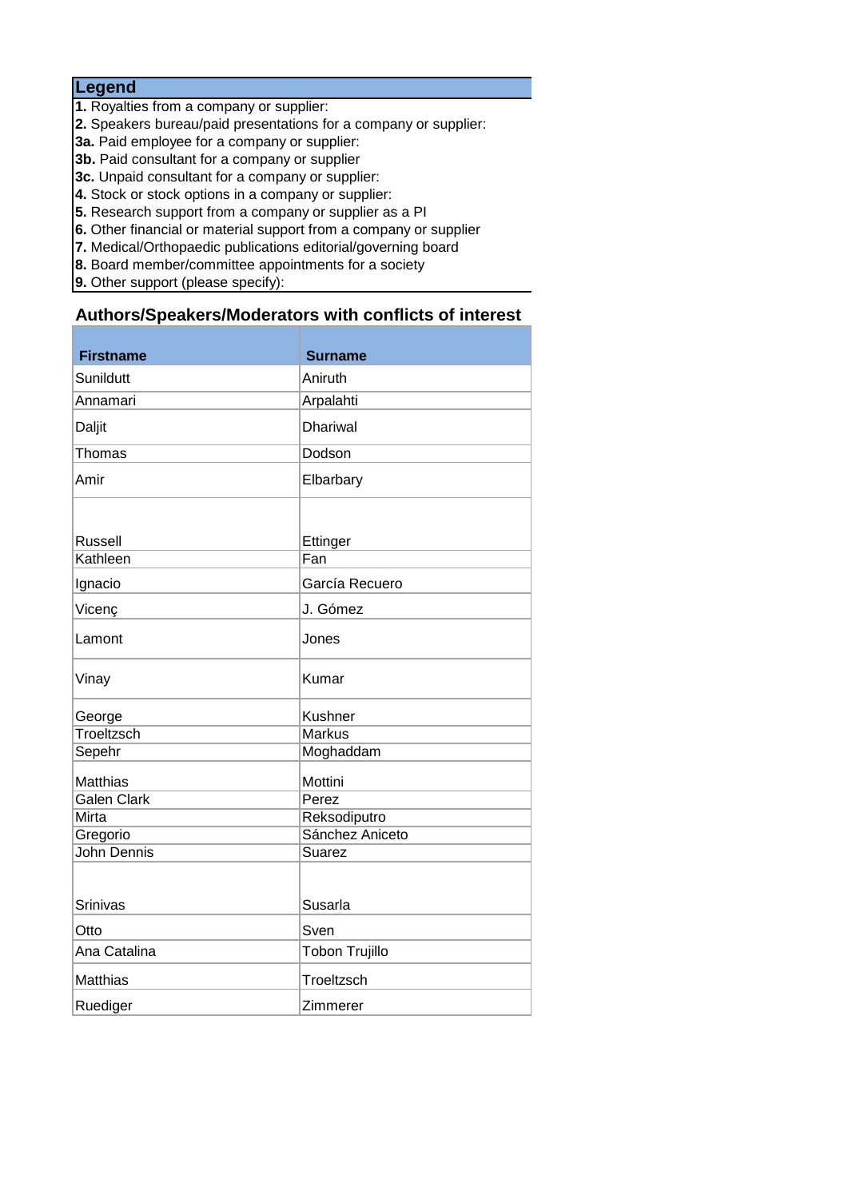## Legend

**1.** Royalties from a company or supplier:
**2.** Speakers bureau/paid presentations for a company or supplier:
**3a.** Paid employee for a company or supplier:
**3b.** Paid consultant for a company or supplier
**3c.** Unpaid consultant for a company or supplier:
**4.** Stock or stock options in a company or supplier:
**5.** Research support from a company or supplier as a PI
**6.** Other financial or material support from a company or supplier
**7.** Medical/Orthopaedic publications editorial/governing board
**8.** Board member/committee appointments for a society
**9.** Other support (please specify):

## Authors/Speakers/Moderators with conflicts of interest

| Firstname | Surname |
|---|---|
| Sunildutt | Aniruth |
| Annamari | Arpalahti |
| Daljit | Dhariwal |
| Thomas | Dodson |
| Amir | Elbarbary |
| Russell | Ettinger |
| Kathleen | Fan |
| Ignacio | García Recuero |
| Vicenç | J. Gómez |
| Lamont | Jones |
| Vinay | Kumar |
| George | Kushner |
| Troeltzsch | Markus |
| Sepehr | Moghaddam |
| Matthias | Mottini |
| Galen Clark | Perez |
| Mirta | Reksodiputro |
| Gregorio | Sánchez Aniceto |
| John Dennis | Suarez |
| Srinivas | Susarla |
| Otto | Sven |
| Ana Catalina | Tobon Trujillo |
| Matthias | Troeltzsch |
| Ruediger | Zimmerer |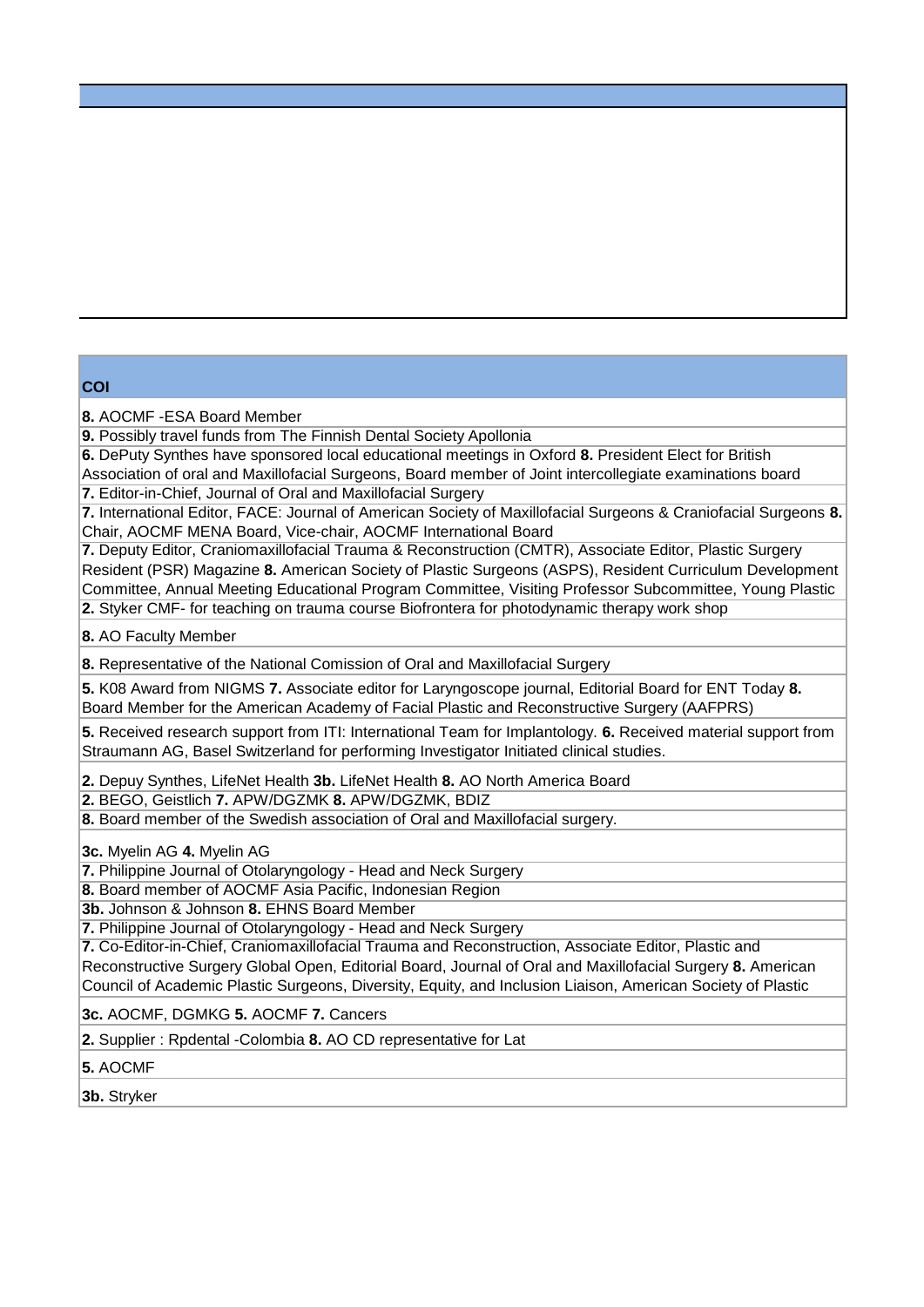| COI |
| --- |
| **8.** AOCMF -ESA Board Member |
| **9.** Possibly travel funds from The Finnish Dental Society Apollonia |
| **6.** DePuty Synthes have sponsored local educational meetings in Oxford **8.** President Elect for British Association of oral and Maxillofacial Surgeons, Board member of Joint intercollegiate examinations board |
| **7.** Editor-in-Chief, Journal of Oral and Maxillofacial Surgery |
| **7.** International Editor, FACE: Journal of American Society of Maxillofacial Surgeons & Craniofacial Surgeons **8.** Chair, AOCMF MENA Board, Vice-chair, AOCMF International Board |
| **7.** Deputy Editor, Craniomaxillofacial Trauma & Reconstruction (CMTR), Associate Editor, Plastic Surgery Resident (PSR) Magazine **8.** American Society of Plastic Surgeons (ASPS), Resident Curriculum Development Committee, Annual Meeting Educational Program Committee, Visiting Professor Subcommittee, Young Plastic |
| **2.** Styker CMF- for teaching on trauma course Biofrontera for photodynamic therapy work shop |
| **8.** AO Faculty Member |
| **8.** Representative of the National Comission of Oral and Maxillofacial Surgery |
| **5.** K08 Award from NIGMS **7.** Associate editor for Laryngoscope journal, Editorial Board for ENT Today **8.** Board Member for the American Academy of Facial Plastic and Reconstructive Surgery (AAFPRS) |
| **5.** Received research support from ITI: International Team for Implantology. **6.** Received material support from Straumann AG, Basel Switzerland for performing Investigator Initiated clinical studies. |
| **2.** Depuy Synthes, LifeNet Health **3b.** LifeNet Health **8.** AO North America Board |
| **2.** BEGO, Geistlich **7.** APW/DGZMK **8.** APW/DGZMK, BDIZ |
| **8.** Board member of the Swedish association of Oral and Maxillofacial surgery. |
| **3c.** Myelin AG **4.** Myelin AG |
| **7.** Philippine Journal of Otolaryngology - Head and Neck Surgery |
| **8.** Board member of AOCMF Asia Pacific, Indonesian Region |
| **3b.** Johnson & Johnson **8.** EHNS Board Member |
| **7.** Philippine Journal of Otolaryngology - Head and Neck Surgery |
| **7.** Co-Editor-in-Chief, Craniomaxillofacial Trauma and Reconstruction, Associate Editor, Plastic and Reconstructive Surgery Global Open, Editorial Board, Journal of Oral and Maxillofacial Surgery **8.** American Council of Academic Plastic Surgeons, Diversity, Equity, and Inclusion Liaison, American Society of Plastic |
| **3c.** AOCMF, DGMKG **5.** AOCMF **7.** Cancers |
| **2.** Supplier : Rpdental -Colombia **8.** AO CD representative for Lat |
| **5.** AOCMF |
| **3b.** Stryker |